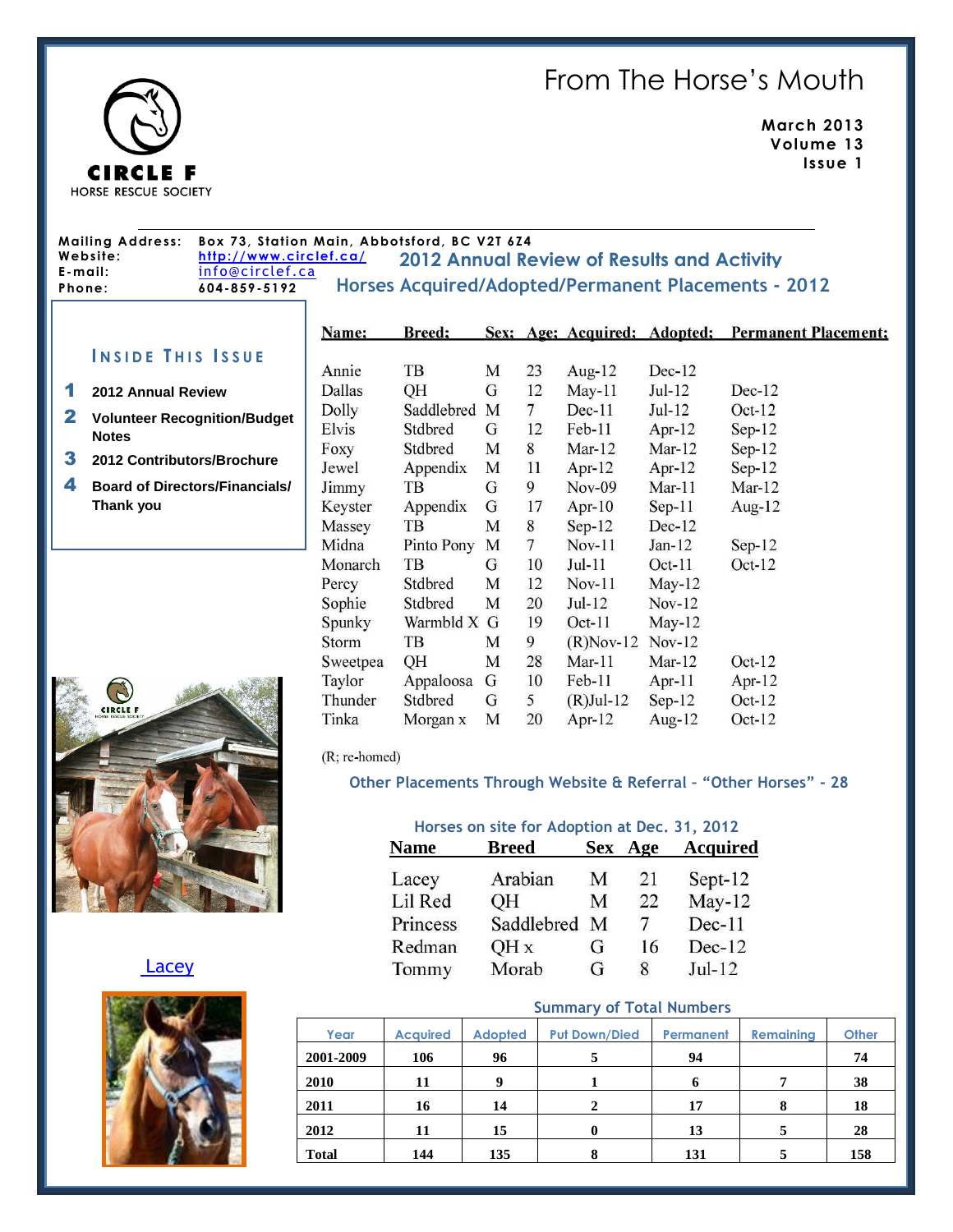# From The Horse's Mouth

**March 2013**
**Volume 13**
**Issue 1**

CIRCLE F
HORSE RESCUE SOCIETY

**Mailing Address:** Box 73, Station Main, Abbotsford, BC V2T 6Z4
**Website:** http://www.circlef.ca/
**E-mail:** info@circlef.ca
**Phone:** 604-859-5192

## Inside This Issue

1. 2012 Annual Review
2. Volunteer Recognition/Budget Notes
3. 2012 Contributors/Brochure
4. Board of Directors/Financials/ Thank you

## 2012 Annual Review of Results and Activity

### Horses Acquired/Adopted/Permanent Placements - 2012

| Name: | Breed: | Sex: | Age: | Acquired: | Adopted: | Permanent Placement: |
|---|---|---|---|---|---|---|
| Annie | TB | M | 23 | Aug-12 | Dec-12 | |
| Dallas | QH | G | 12 | May-11 | Jul-12 | Dec-12 |
| Dolly | Saddlebred | M | 7 | Dec-11 | Jul-12 | Oct-12 |
| Elvis | Stdbred | G | 12 | Feb-11 | Apr-12 | Sep-12 |
| Foxy | Stdbred | M | 8 | Mar-12 | Mar-12 | Sep-12 |
| Jewel | Appendix | M | 11 | Apr-12 | Apr-12 | Sep-12 |
| Jimmy | TB | G | 9 | Nov-09 | Mar-11 | Mar-12 |
| Keyster | Appendix | G | 17 | Apr-10 | Sep-11 | Aug-12 |
| Massey | TB | M | 8 | Sep-12 | Dec-12 | |
| Midna | Pinto Pony | M | 7 | Nov-11 | Jan-12 | Sep-12 |
| Monarch | TB | G | 10 | Jul-11 | Oct-11 | Oct-12 |
| Percy | Stdbred | M | 12 | Nov-11 | May-12 | |
| Sophie | Stdbred | M | 20 | Jul-12 | Nov-12 | |
| Spunky | Warmbld X | G | 19 | Oct-11 | May-12 | |
| Storm | TB | M | 9 | (R)Nov-12 | Nov-12 | |
| Sweetpea | QH | M | 28 | Mar-11 | Mar-12 | Oct-12 |
| Taylor | Appaloosa | G | 10 | Feb-11 | Apr-11 | Apr-12 |
| Thunder | Stdbred | G | 5 | (R)Jul-12 | Sep-12 | Oct-12 |
| Tinka | Morgan x | M | 20 | Apr-12 | Aug-12 | Oct-12 |

(R; re-homed)

### Other Placements Through Website & Referral – "Other Horses" - 28

### Horses on site for Adoption at Dec. 31, 2012

| Name | Breed | Sex | Age | Acquired |
|---|---|---|---|---|
| Lacey | Arabian | M | 21 | Sept-12 |
| Lil Red | QH | M | 22 | May-12 |
| Princess | Saddlebred | M | 7 | Dec-11 |
| Redman | QH x | G | 16 | Dec-12 |
| Tommy | Morab | G | 8 | Jul-12 |

Lacey

### Summary of Total Numbers

| Year | Acquired | Adopted | Put Down/Died | Permanent | Remaining | Other |
|---|---|---|---|---|---|---|
| 2001-2009 | 106 | 96 | 5 | 94 | | 74 |
| 2010 | 11 | 9 | 1 | 6 | 7 | 38 |
| 2011 | 16 | 14 | 2 | 17 | 8 | 18 |
| 2012 | 11 | 15 | 0 | 13 | 5 | 28 |
| Total | 144 | 135 | 8 | 131 | 5 | 158 |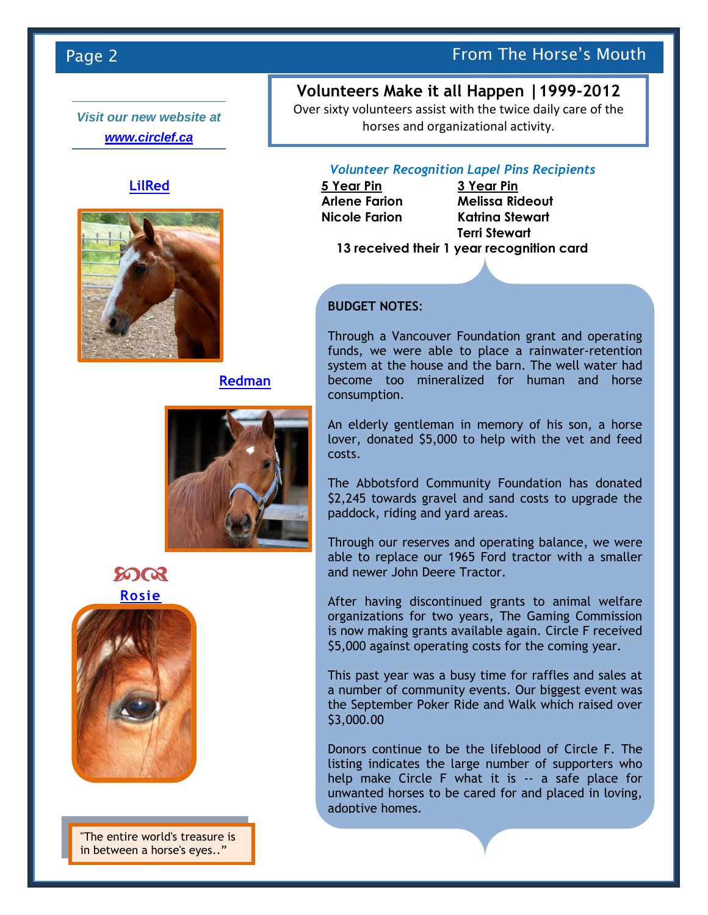*Visit our new website at* ***www.circlef.ca***

**LilRed**

**Redman**

**Rosie**

"The entire world's treasure is in between a horse's eyes.."

## Volunteers Make it all Happen | 1999-2012

Over sixty volunteers assist with the twice daily care of the horses and organizational activity.

### *Volunteer Recognition Lapel Pins Recipients*

| 5 Year Pin | 3 Year Pin |
|---|---|
| Arlene Farion | Melissa Rideout |
| Nicole Farion | Katrina Stewart |
| | Terri Stewart |

**13 received their 1 year recognition card**

**BUDGET NOTES:**

Through a Vancouver Foundation grant and operating funds, we were able to place a rainwater-retention system at the house and the barn. The well water had become too mineralized for human and horse consumption.

An elderly gentleman in memory of his son, a horse lover, donated $5,000 to help with the vet and feed costs.

The Abbotsford Community Foundation has donated $2,245 towards gravel and sand costs to upgrade the paddock, riding and yard areas.

Through our reserves and operating balance, we were able to replace our 1965 Ford tractor with a smaller and newer John Deere Tractor.

After having discontinued grants to animal welfare organizations for two years, The Gaming Commission is now making grants available again. Circle F received $5,000 against operating costs for the coming year.

This past year was a busy time for raffles and sales at a number of community events. Our biggest event was the September Poker Ride and Walk which raised over $3,000.00

Donors continue to be the lifeblood of Circle F. The listing indicates the large number of supporters who help make Circle F what it is -- a safe place for unwanted horses to be cared for and placed in loving, adoptive homes.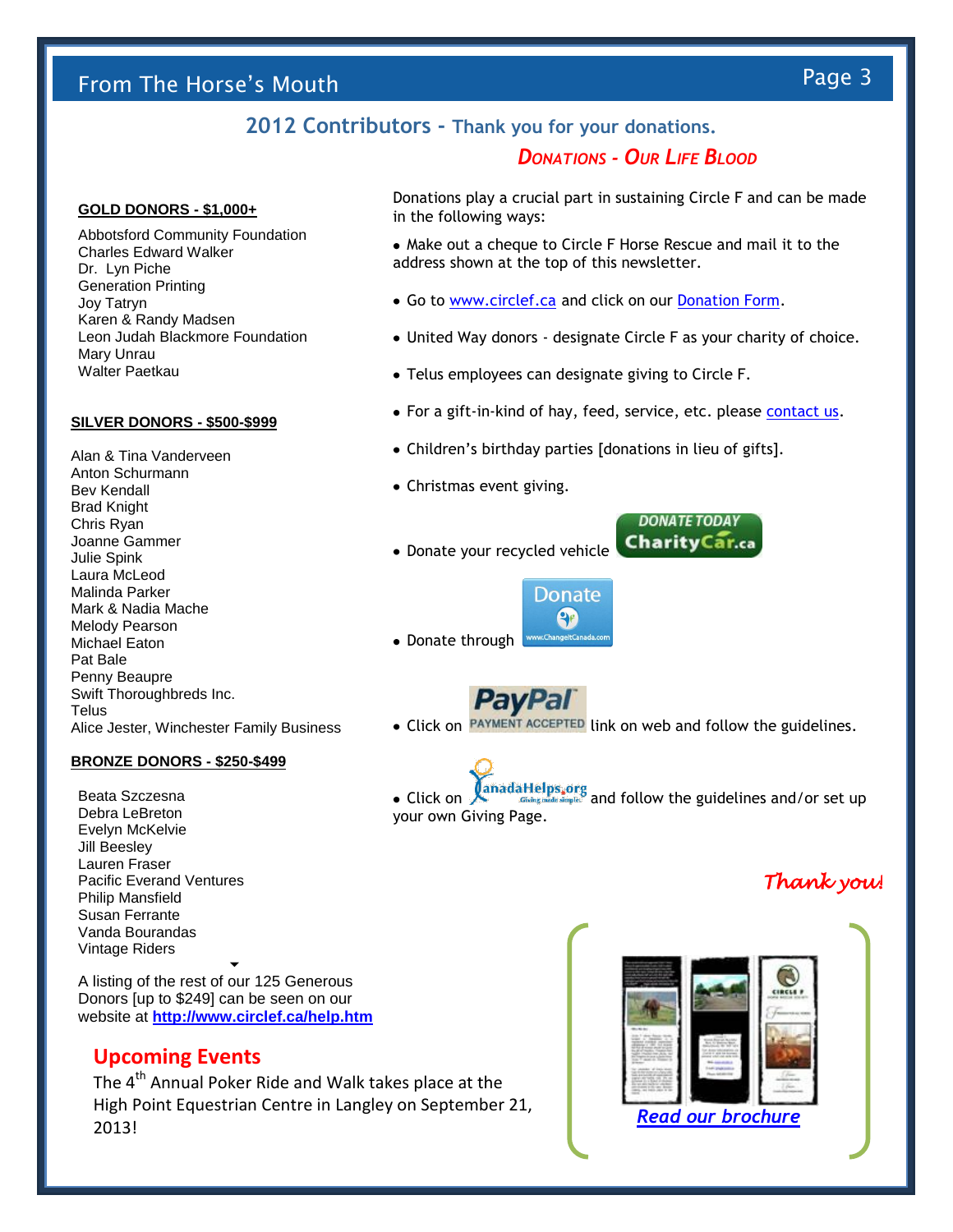## 2012 Contributors - Thank you for your donations.

### GOLD DONORS - $1,000+

Abbotsford Community Foundation
Charles Edward Walker
Dr. Lyn Piche
Generation Printing
Joy Tatryn
Karen & Randy Madsen
Leon Judah Blackmore Foundation
Mary Unrau
Walter Paetkau

### SILVER DONORS - $500-$999

Alan & Tina Vanderveen
Anton Schurmann
Bev Kendall
Brad Knight
Chris Ryan
Joanne Gammer
Julie Spink
Laura McLeod
Malinda Parker
Mark & Nadia Mache
Melody Pearson
Michael Eaton
Pat Bale
Penny Beaupre
Swift Thoroughbreds Inc.
Telus
Alice Jester, Winchester Family Business

### BRONZE DONORS - $250-$499

Beata Szczesna
Debra LeBreton
Evelyn McKelvie
Jill Beesley
Lauren Fraser
Pacific Everand Ventures
Philip Mansfield
Susan Ferrante
Vanda Bourandas
Vintage Riders

A listing of the rest of our 125 Generous Donors [up to $249] can be seen on our website at **http://www.circlef.ca/help.htm**

## Upcoming Events

The 4th Annual Poker Ride and Walk takes place at the High Point Equestrian Centre in Langley on September 21, 2013!

## *Donations - Our Life Blood*

Donations play a crucial part in sustaining Circle F and can be made in the following ways:

- Make out a cheque to Circle F Horse Rescue and mail it to the address shown at the top of this newsletter.
- Go to www.circlef.ca and click on our Donation Form.
- United Way donors - designate Circle F as your charity of choice.
- Telus employees can designate giving to Circle F.
- For a gift-in-kind of hay, feed, service, etc. please contact us.
- Children's birthday parties [donations in lieu of gifts].
- Christmas event giving.
- Donate your recycled vehicle DONATE TODAY CharityCar.ca
- Donate through Donate www.ChangeItCanada.com
- Click on PayPal PAYMENT ACCEPTED link on web and follow the guidelines.
- Click on CanadaHelps.org Giving made simple. and follow the guidelines and/or set up your own Giving Page.

*Thank you!*

*Read our brochure*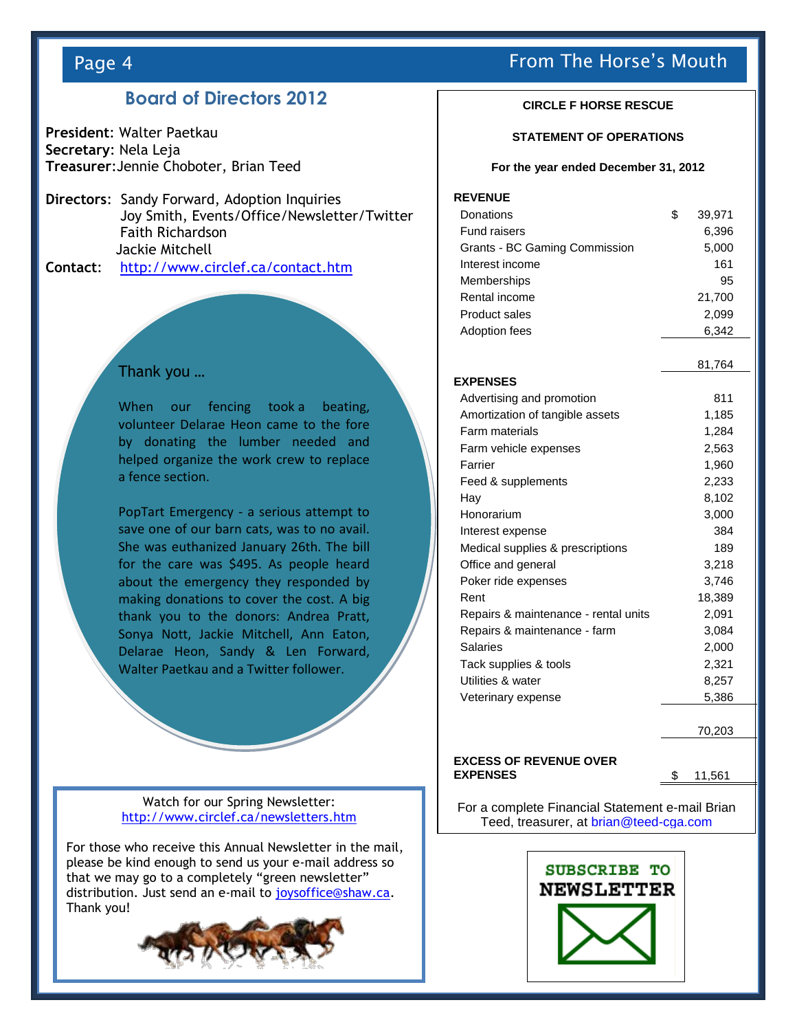## Board of Directors 2012

**President**: Walter Paetkau
**Secretary**: Nela Leja
**Treasurer**: Jennie Choboter, Brian Teed

**Directors**: Sandy Forward, Adoption Inquiries
Joy Smith, Events/Office/Newsletter/Twitter
Faith Richardson
Jackie Mitchell

**Contact**: http://www.circlef.ca/contact.htm

### Thank you …

When our fencing took a beating, volunteer Delarae Heon came to the fore by donating the lumber needed and helped organize the work crew to replace a fence section.

PopTart Emergency - a serious attempt to save one of our barn cats, was to no avail. She was euthanized January 26th. The bill for the care was $495. As people heard about the emergency they responded by making donations to cover the cost. A big thank you to the donors: Andrea Pratt, Sonya Nott, Jackie Mitchell, Ann Eaton, Delarae Heon, Sandy & Len Forward, Walter Paetkau and a Twitter follower.

Watch for our Spring Newsletter:
http://www.circlef.ca/newsletters.htm

For those who receive this Annual Newsletter in the mail, please be kind enough to send us your e-mail address so that we may go to a completely "green newsletter" distribution. Just send an e-mail to joysoffice@shaw.ca. Thank you!

**CIRCLE F HORSE RESCUE**

**STATEMENT OF OPERATIONS**

**For the year ended December 31, 2012**

| | |
|---|---|
| **REVENUE** | |
| Donations | $ 39,971 |
| Fund raisers | 6,396 |
| Grants - BC Gaming Commission | 5,000 |
| Interest income | 161 |
| Memberships | 95 |
| Rental income | 21,700 |
| Product sales | 2,099 |
| Adoption fees | 6,342 |
| | 81,764 |
| **EXPENSES** | |
| Advertising and promotion | 811 |
| Amortization of tangible assets | 1,185 |
| Farm materials | 1,284 |
| Farm vehicle expenses | 2,563 |
| Farrier | 1,960 |
| Feed & supplements | 2,233 |
| Hay | 8,102 |
| Honorarium | 3,000 |
| Interest expense | 384 |
| Medical supplies & prescriptions | 189 |
| Office and general | 3,218 |
| Poker ride expenses | 3,746 |
| Rent | 18,389 |
| Repairs & maintenance - rental units | 2,091 |
| Repairs & maintenance - farm | 3,084 |
| Salaries | 2,000 |
| Tack supplies & tools | 2,321 |
| Utilities & water | 8,257 |
| Veterinary expense | 5,386 |
| | 70,203 |
| **EXCESS OF REVENUE OVER EXPENSES** | $ 11,561 |

For a complete Financial Statement e-mail Brian Teed, treasurer, at brian@teed-cga.com

SUBSCRIBE TO NEWSLETTER